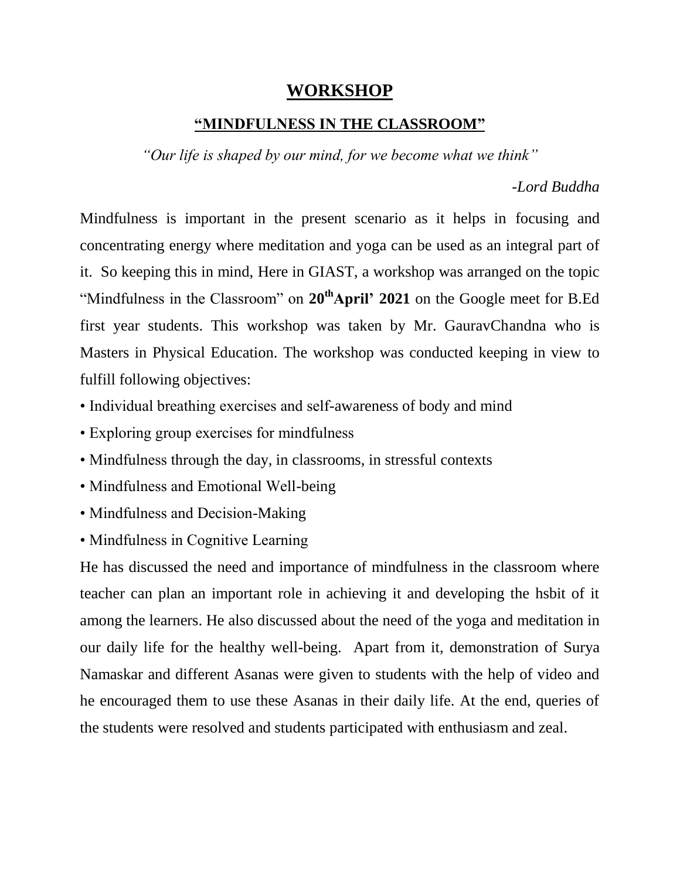# WORKSHOP

## "MINDFULNESS IN THE CLASSROOM"

*"Our life is shaped by our mind, for we become what we think"*

*-Lord Buddha*

Mindfulness is important in the present scenario as it helps in focusing and concentrating energy where meditation and yoga can be used as an integral part of it. So keeping this in mind, Here in GIAST, a workshop was arranged on the topic "Mindfulness in the Classroom" on **20th April' 2021** on the Google meet for B.Ed first year students. This workshop was taken by Mr. GauravChandna who is Masters in Physical Education. The workshop was conducted keeping in view to fulfill following objectives:

- Individual breathing exercises and self-awareness of body and mind
- Exploring group exercises for mindfulness
- Mindfulness through the day, in classrooms, in stressful contexts
- Mindfulness and Emotional Well-being
- Mindfulness and Decision-Making
- Mindfulness in Cognitive Learning

He has discussed the need and importance of mindfulness in the classroom where teacher can plan an important role in achieving it and developing the hsbit of it among the learners. He also discussed about the need of the yoga and meditation in our daily life for the healthy well-being. Apart from it, demonstration of Surya Namaskar and different Asanas were given to students with the help of video and he encouraged them to use these Asanas in their daily life. At the end, queries of the students were resolved and students participated with enthusiasm and zeal.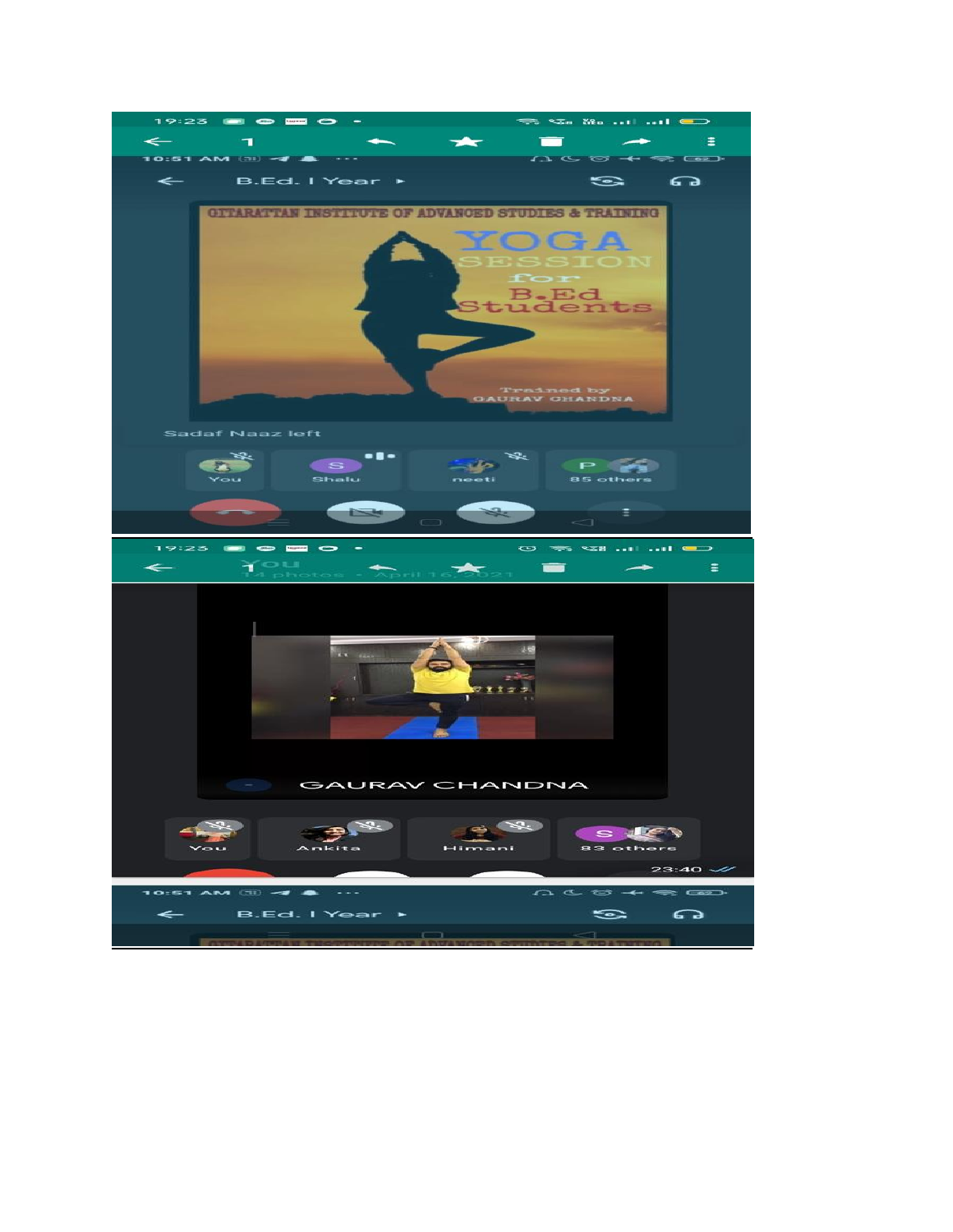B.Ed. I Year

GITARATTAN INSTITUTE OF ADVANCED STUDIES & TRAINING

YOGA SESSION for B.Ed Students

Trained by GAURAV CHANDNA

Sadaf Naaz left

You | Shalu | neeti | 85 others

GAURAV CHANDNA

You | Ankita | Himani | 83 others

B.Ed. I Year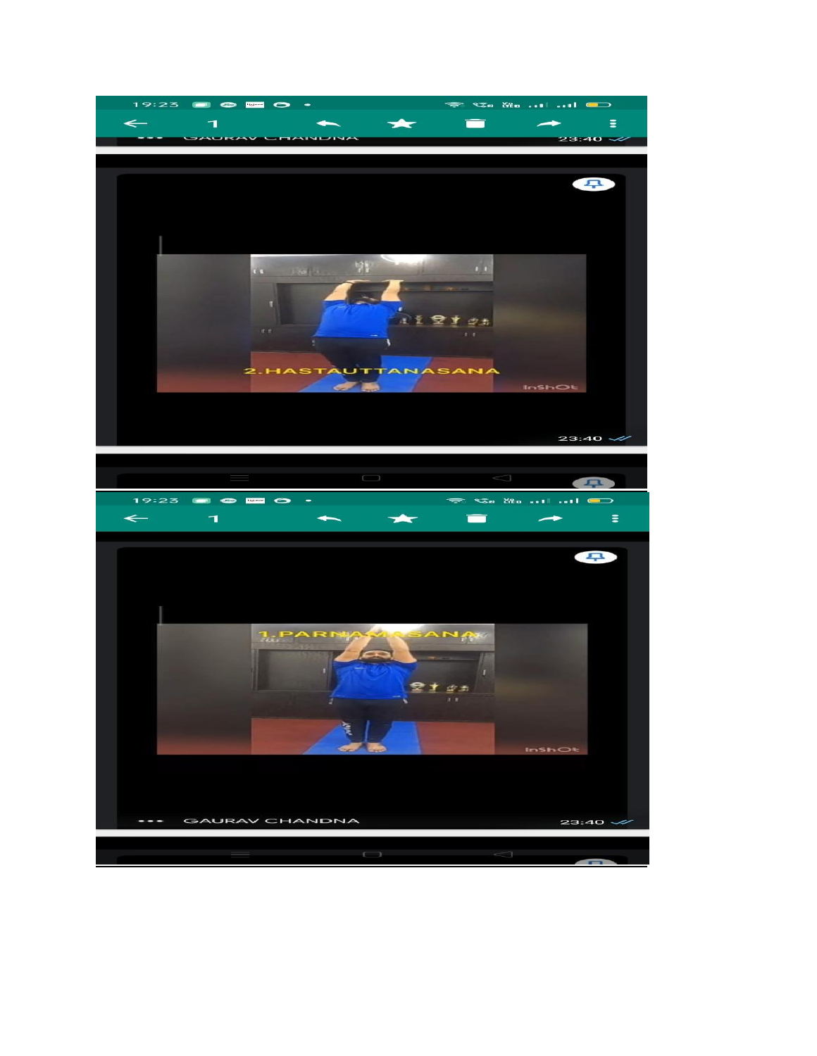19:23

1

GAURAV CHANDNA 23:40

2.HASTAUTTANASANA

InShOt

23:40

19:23

1

1.PARNAMASANA

InShOt

GAURAV CHANDNA 23:40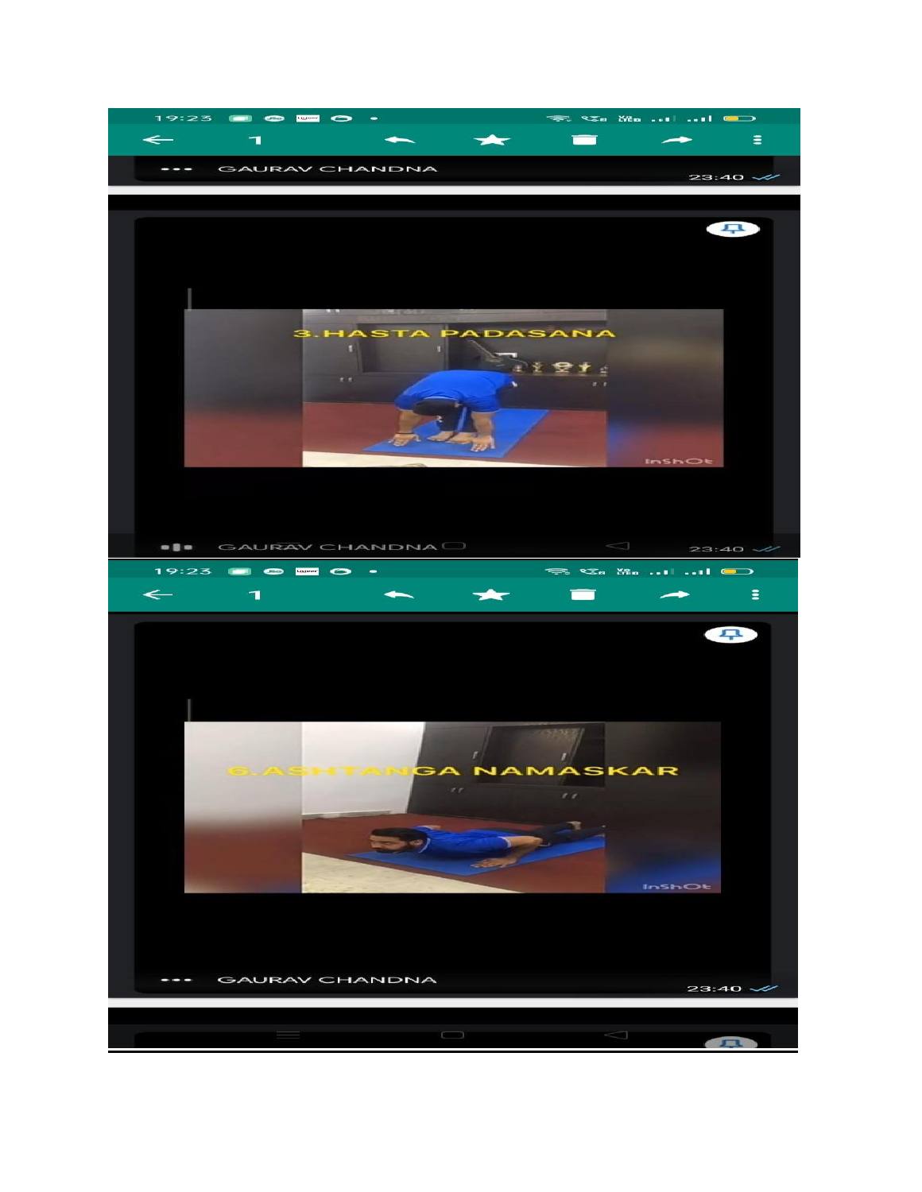GAURAV CHANDNA

3.HASTA PADASANA

GAURAV CHANDNA

6.ASHTANGA NAMASKAR

GAURAV CHANDNA